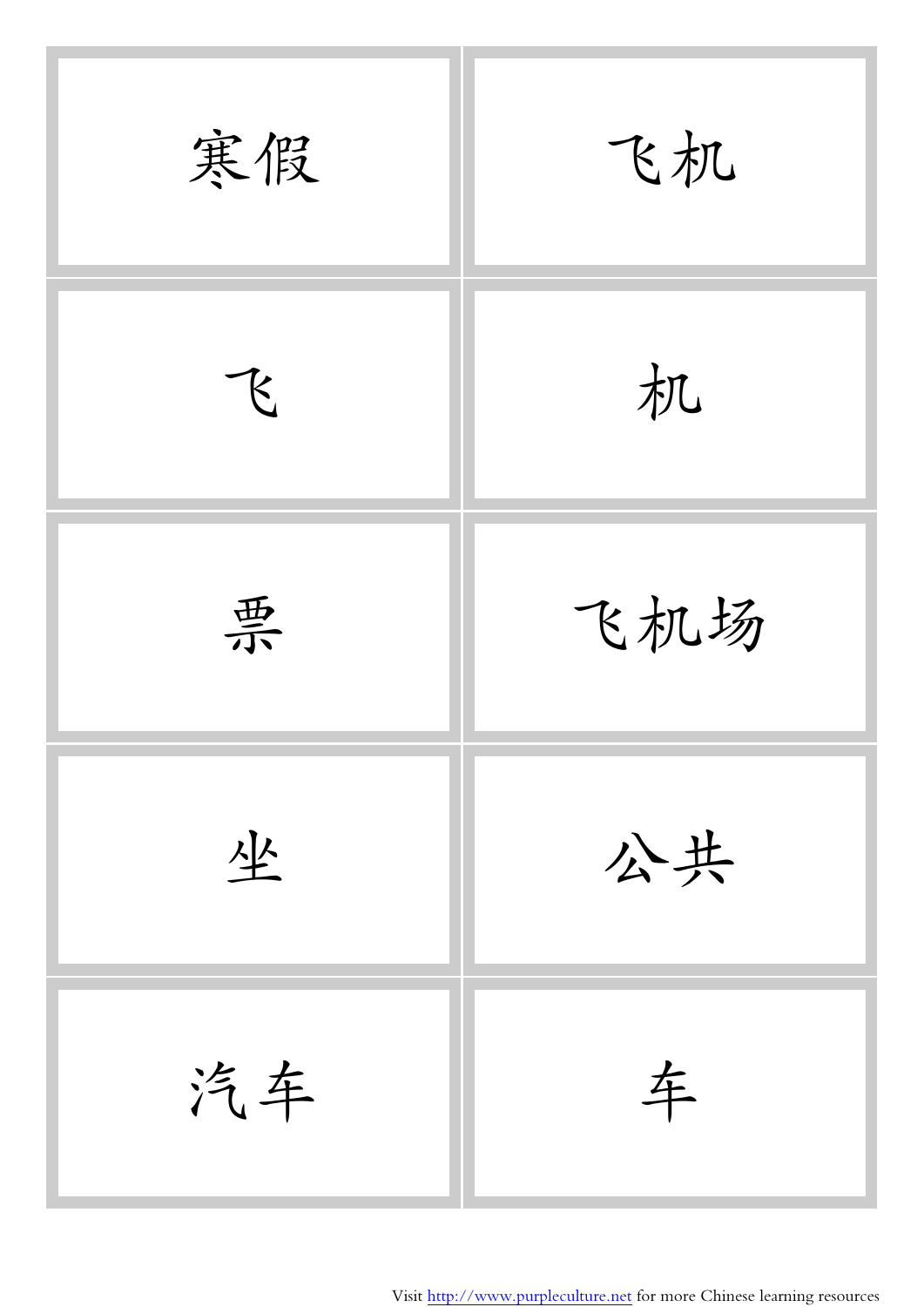| | |
|---|---|
| 寒假 | 飞机 |
| 飞 | 机 |
| 票 | 飞机场 |
| 坐 | 公共 |
| 汽车 | 车 |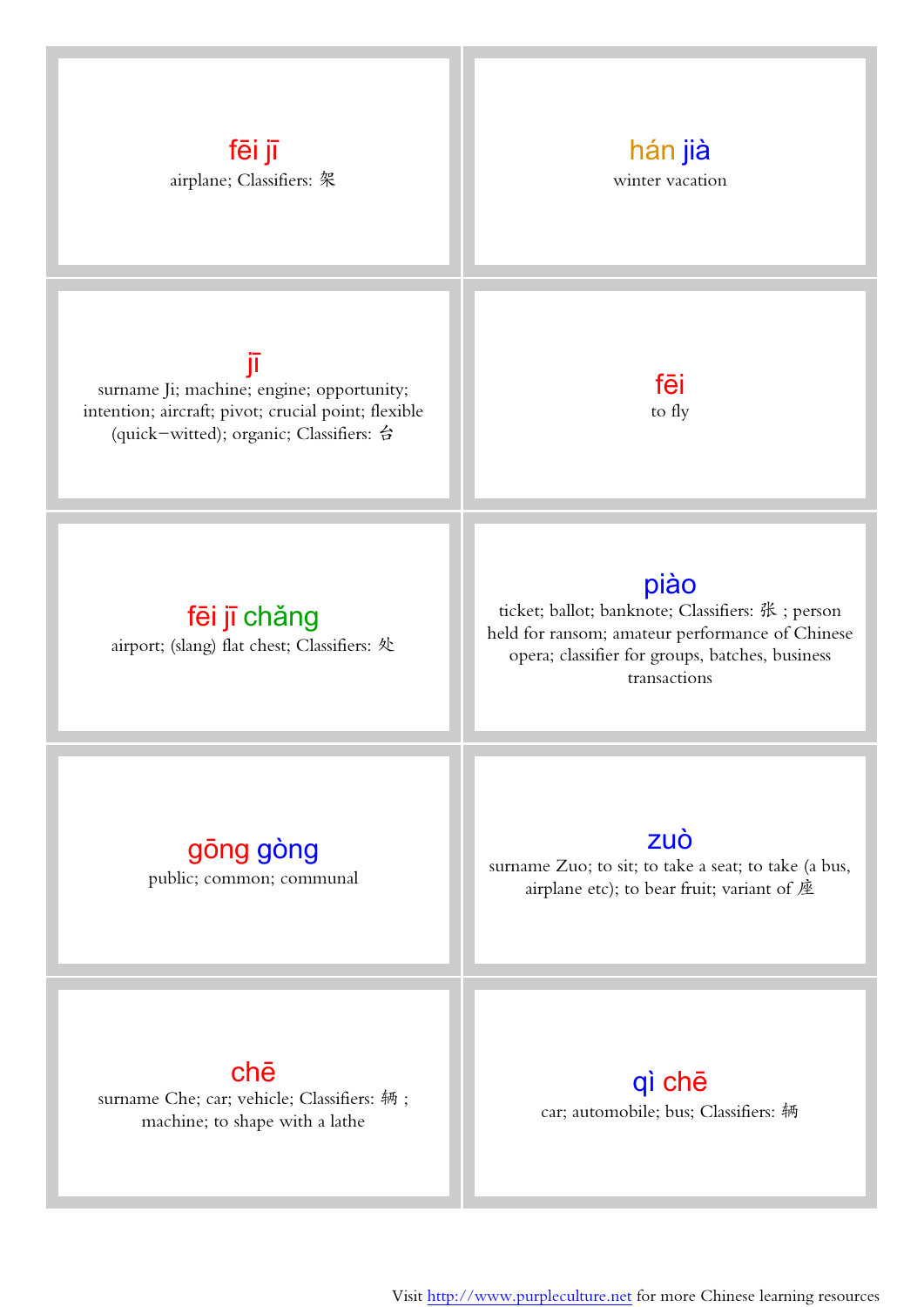| | |
|---|---|
| **fēi jī**<br>airplane; Classifiers: 架 | **hán jià**<br>winter vacation |
| **jī**<br>surname Ji; machine; engine; opportunity; intention; aircraft; pivot; crucial point; flexible (quick−witted); organic; Classifiers: 台 | **fēi**<br>to fly |
| **fēi jī chǎng**<br>airport; (slang) flat chest; Classifiers: 处 | **piào**<br>ticket; ballot; banknote; Classifiers: 张 ; person held for ransom; amateur performance of Chinese opera; classifier for groups, batches, business transactions |
| **gōng gòng**<br>public; common; communal | **zuò**<br>surname Zuo; to sit; to take a seat; to take (a bus, airplane etc); to bear fruit; variant of 座 |
| **chē**<br>surname Che; car; vehicle; Classifiers: 辆 ; machine; to shape with a lathe | **qì chē**<br>car; automobile; bus; Classifiers: 辆 |

Visit http://www.purpleculture.net for more Chinese learning resources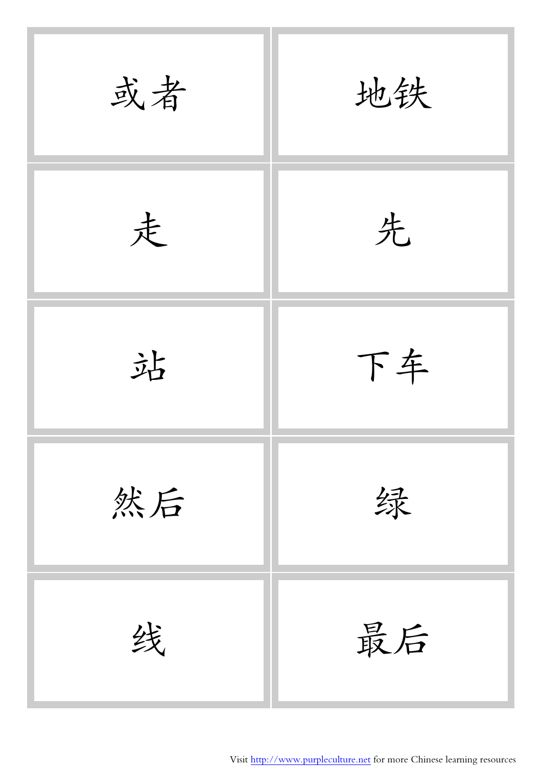| | |
|---|---|
| 或者 | 地铁 |
| 走 | 先 |
| 站 | 下车 |
| 然后 | 绿 |
| 线 | 最后 |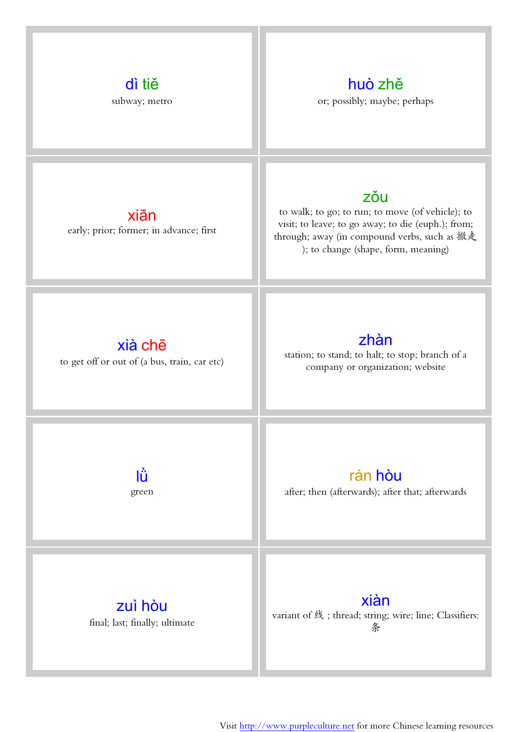| | |
|---|---|
| **dì tiě**<br>subway; metro | **huò zhě**<br>or; possibly; maybe; perhaps |
| **xiān**<br>early; prior; former; in advance; first | **zǒu**<br>to walk; to go; to run; to move (of vehicle); to visit; to leave; to go away; to die (euph.); from; through; away (in compound verbs, such as 撤走 ); to change (shape, form, meaning) |
| **xià chē**<br>to get off or out of (a bus, train, car etc) | **zhàn**<br>station; to stand; to halt; to stop; branch of a company or organization; website |
| **lǜ**<br>green | **rán hòu**<br>after; then (afterwards); after that; afterwards |
| **zuì hòu**<br>final; last; finally; ultimate | **xiàn**<br>variant of 线 ; thread; string; wire; line; Classifiers: 条 |

Visit http://www.purpleculture.net for more Chinese learning resources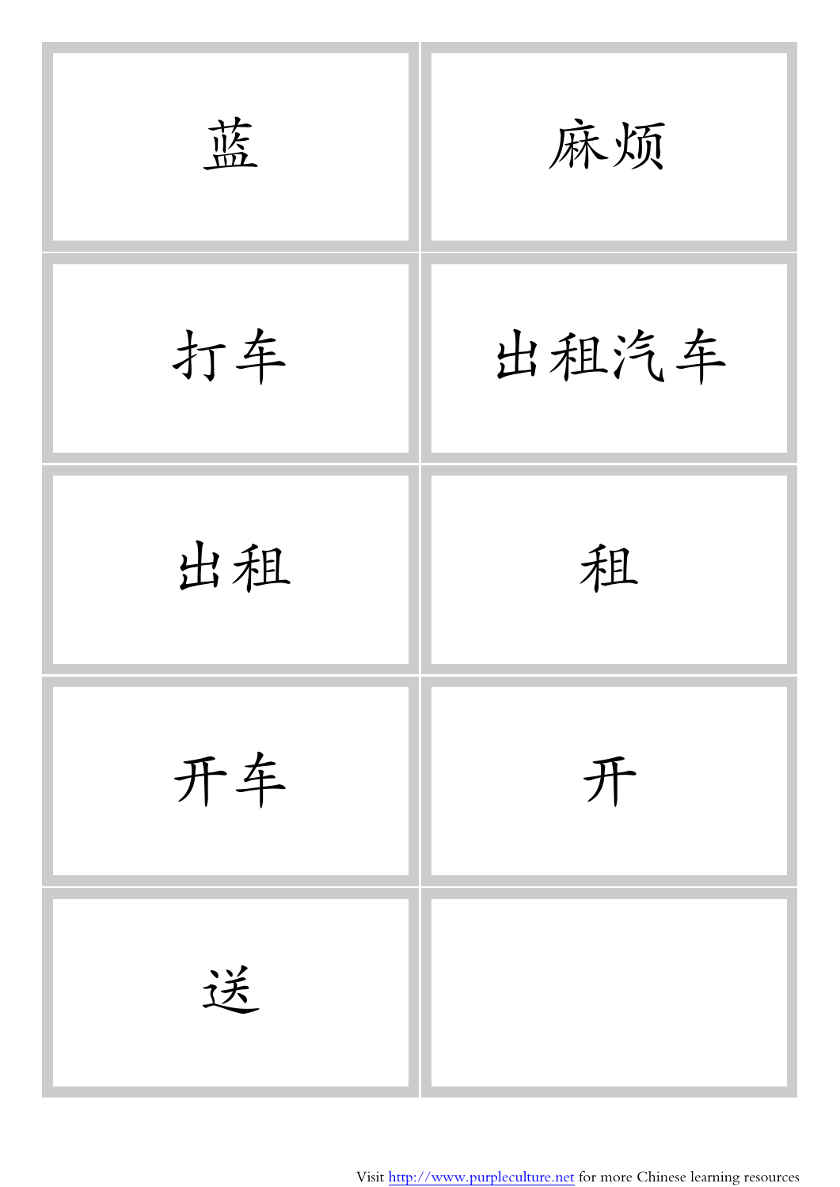| | |
|---|---|
| 蓝 | 麻烦 |
| 打车 | 出租汽车 |
| 出租 | 租 |
| 开车 | 开 |
| 送 | |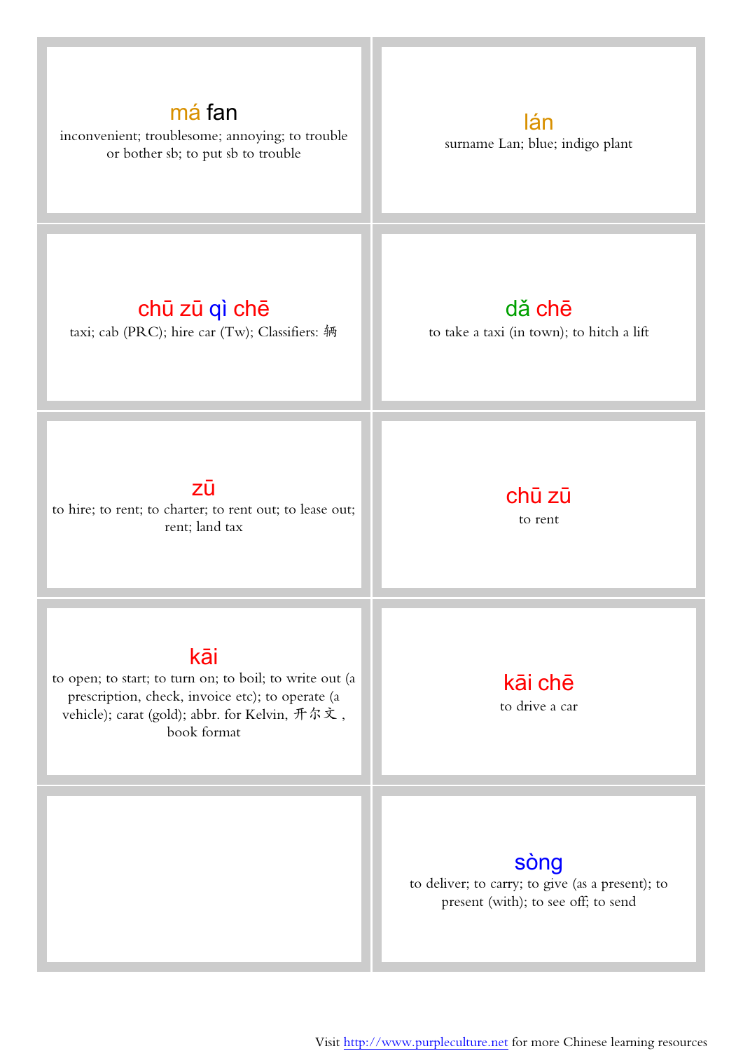| | |
|---|---|
| **má fan**<br>inconvenient; troublesome; annoying; to trouble or bother sb; to put sb to trouble | **lán**<br>surname Lan; blue; indigo plant |
| **chū zū qì chē**<br>taxi; cab (PRC); hire car (Tw); Classifiers: 辆 | **dǎ chē**<br>to take a taxi (in town); to hitch a lift |
| **zū**<br>to hire; to rent; to charter; to rent out; to lease out; rent; land tax | **chū zū**<br>to rent |
| **kāi**<br>to open; to start; to turn on; to boil; to write out (a prescription, check, invoice etc); to operate (a vehicle); carat (gold); abbr. for Kelvin, 开尔文 , book format | **kāi chē**<br>to drive a car |
| | **sòng**<br>to deliver; to carry; to give (as a present); to present (with); to see off; to send |

Visit http://www.purpleculture.net for more Chinese learning resources